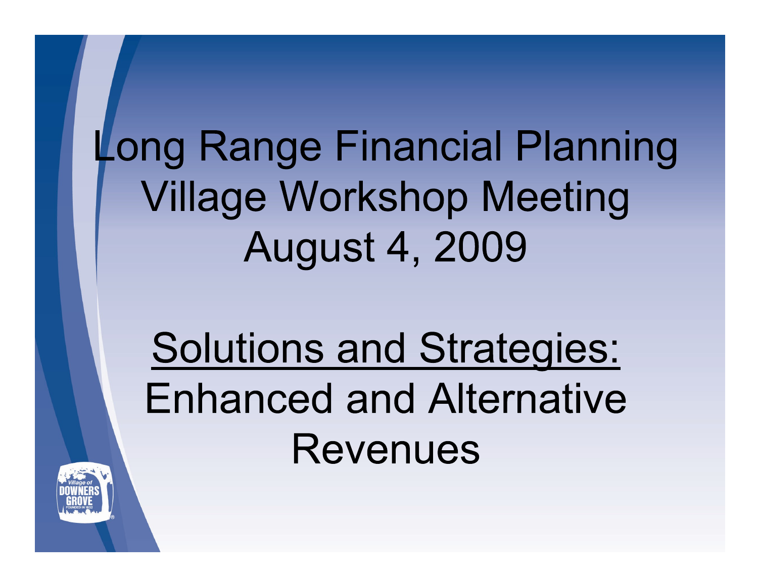# Long Range Financial Planning Village Workshop Meeting August 4, 2009

## Solutions and Strategies: Enhanced and Alternative Revenues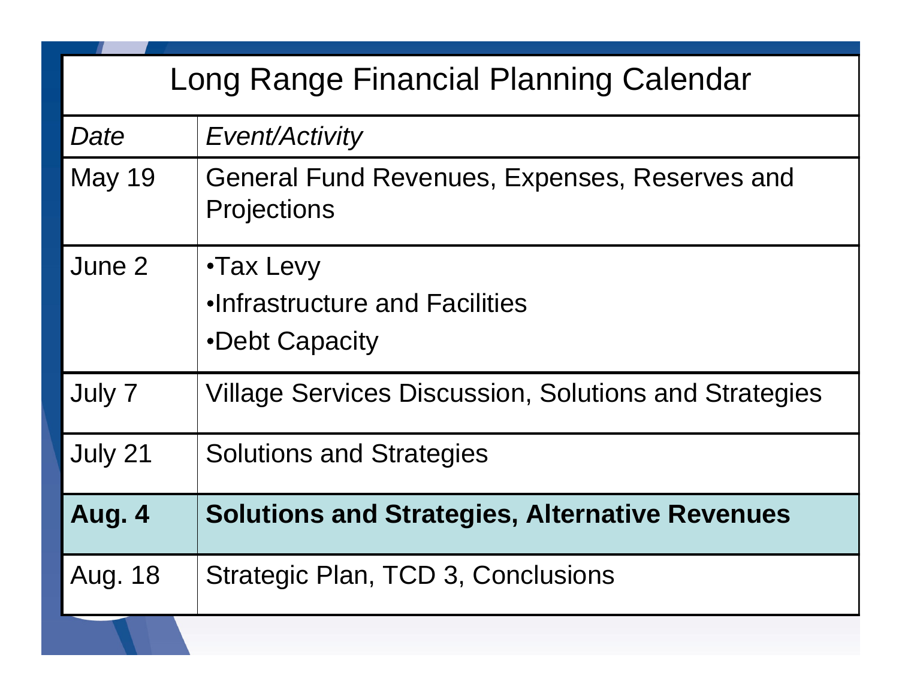# Long Range Financial Planning Calendar

| *Date* | *Event/Activity* |
| --- | --- |
| May 19 | General Fund Revenues, Expenses, Reserves and Projections |
| June 2 | •Tax Levy<br>•Infrastructure and Facilities<br>•Debt Capacity |
| July 7 | Village Services Discussion, Solutions and Strategies |
| July 21 | Solutions and Strategies |
| **Aug. 4** | **Solutions and Strategies, Alternative Revenues** |
| Aug. 18 | Strategic Plan, TCD 3, Conclusions |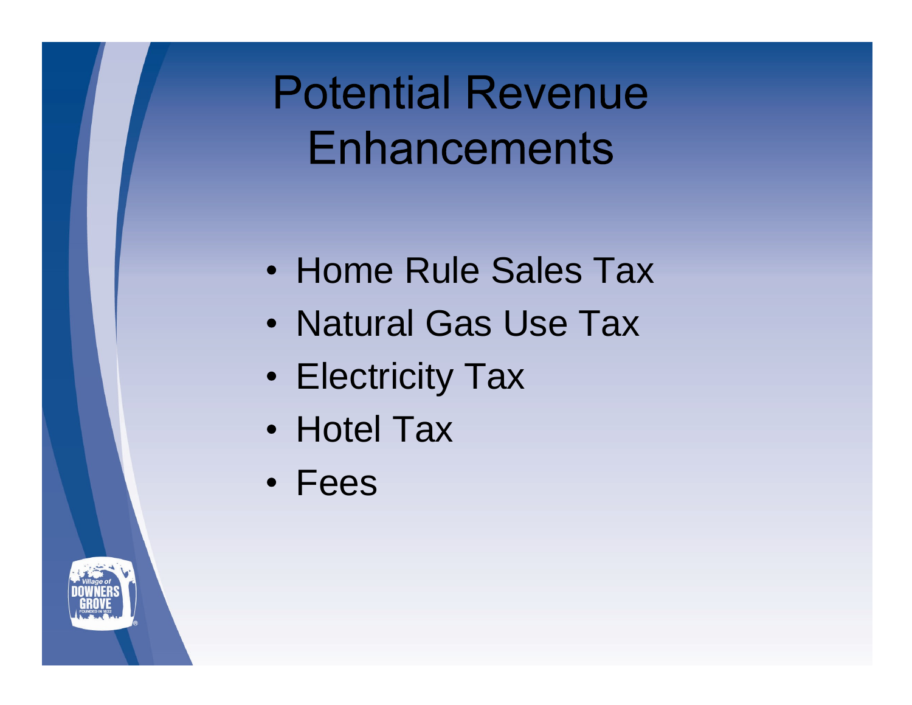# Potential Revenue Enhancements

- Home Rule Sales Tax
- Natural Gas Use Tax
- Electricity Tax
- Hotel Tax
- Fees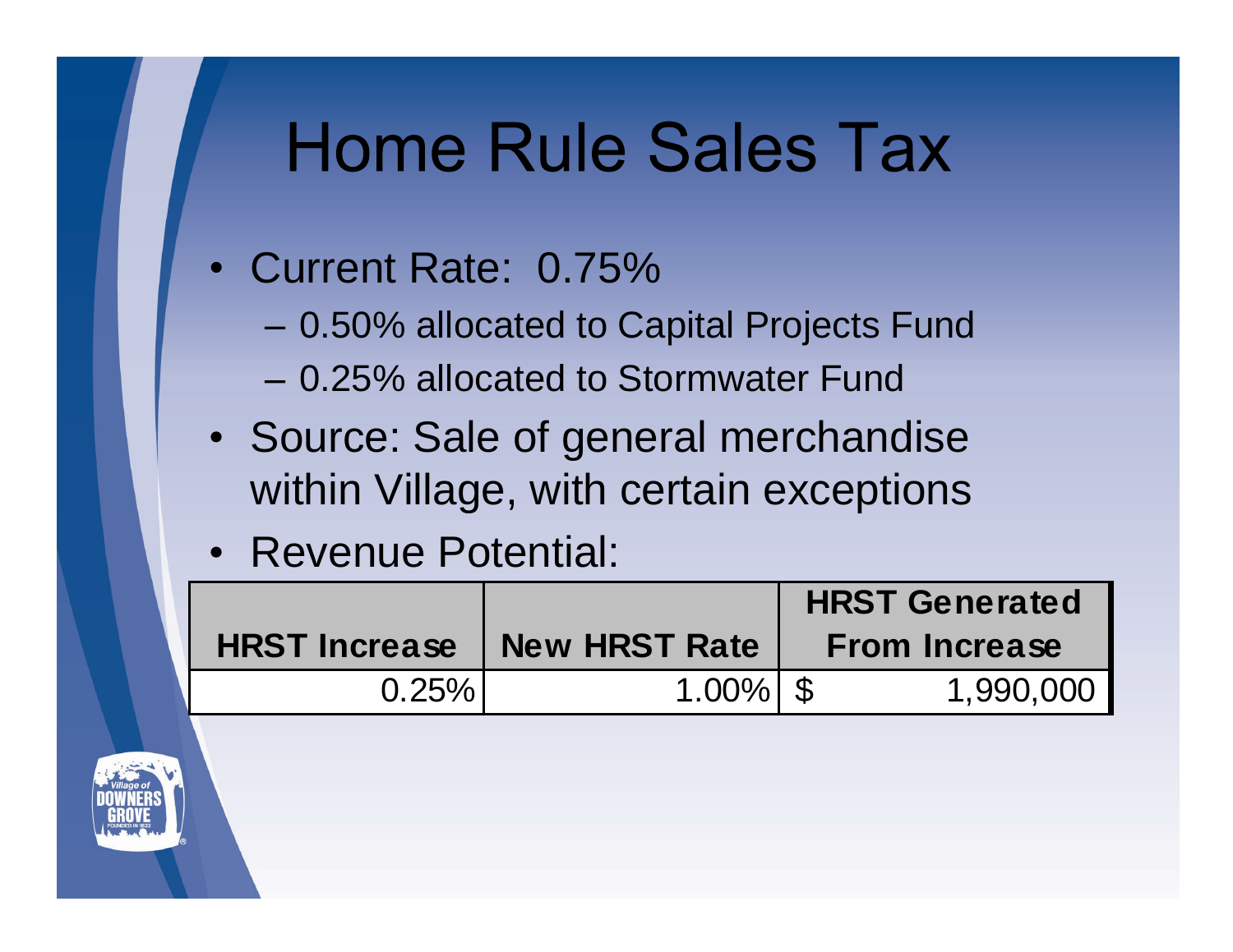# Home Rule Sales Tax

- Current Rate: 0.75%
  - 0.50% allocated to Capital Projects Fund
  - 0.25% allocated to Stormwater Fund
- Source: Sale of general merchandise within Village, with certain exceptions
- Revenue Potential:

| HRST Increase | New HRST Rate | HRST Generated From Increase |
|---|---|---|
| 0.25% | 1.00% | $ 1,990,000 |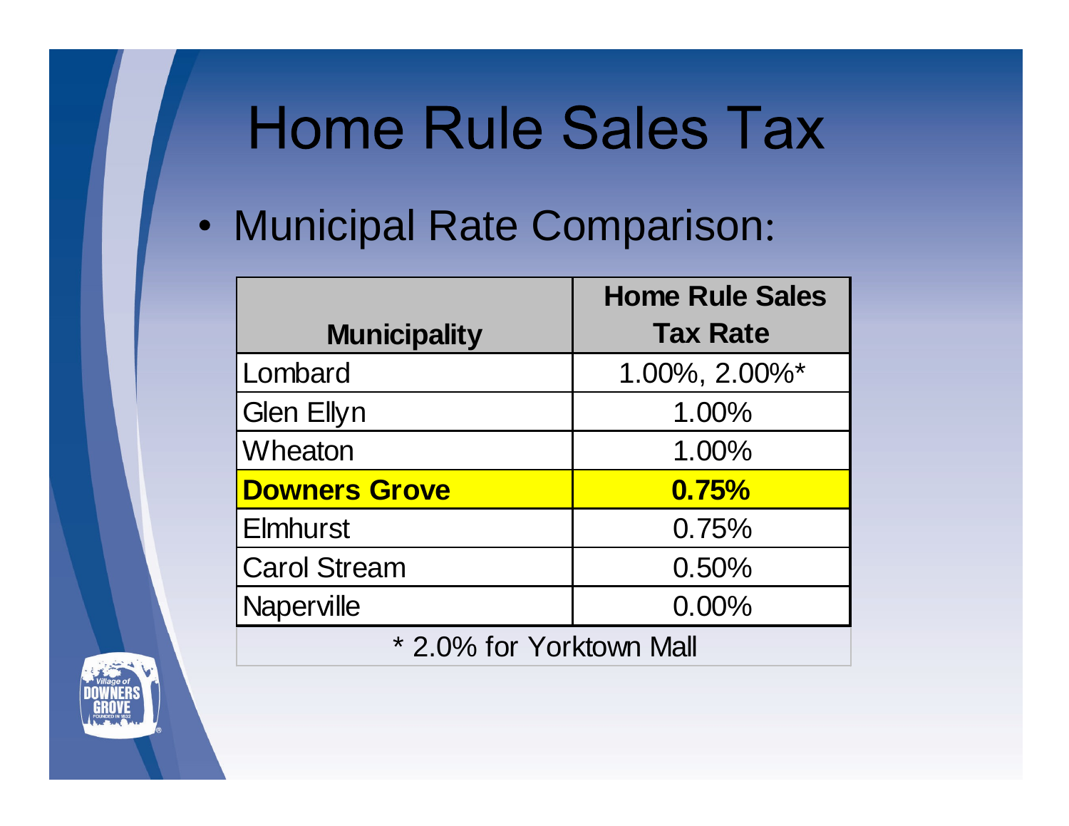# Home Rule Sales Tax

- Municipal Rate Comparison:

| Municipality | Home Rule Sales Tax Rate |
|---|---|
| Lombard | 1.00%, 2.00%* |
| Glen Ellyn | 1.00% |
| Wheaton | 1.00% |
| **Downers Grove** | **0.75%** |
| Elmhurst | 0.75% |
| Carol Stream | 0.50% |
| Naperville | 0.00% |

* 2.0% for Yorktown Mall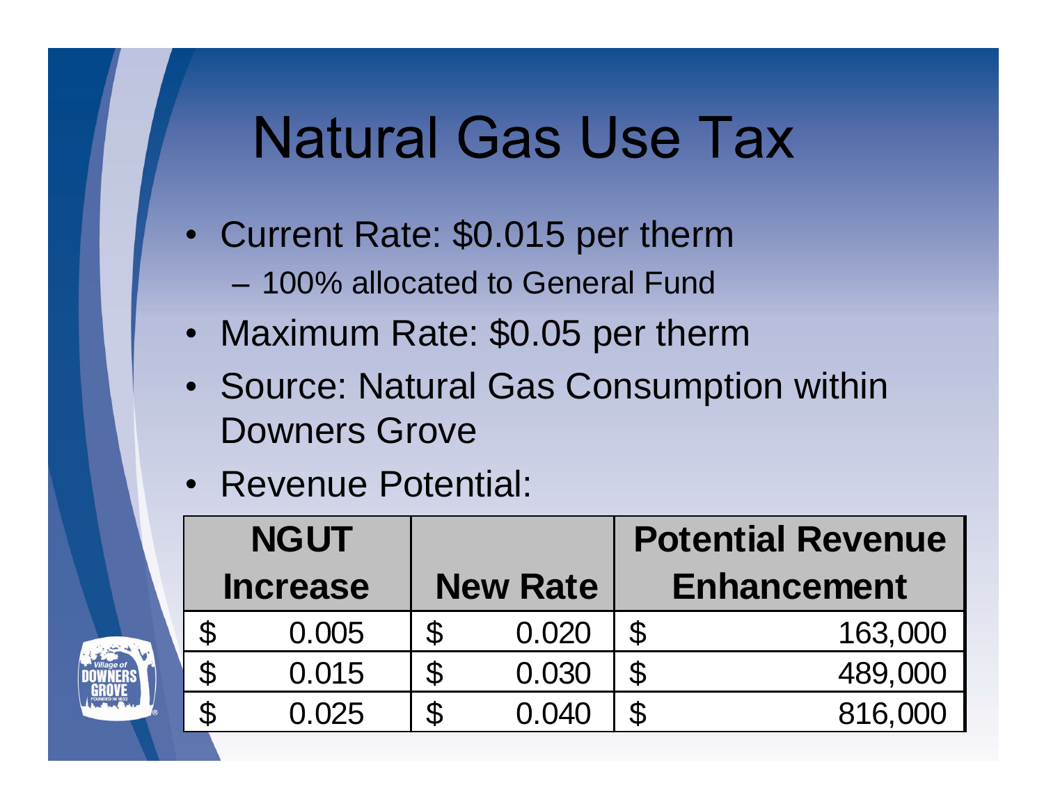# Natural Gas Use Tax

- Current Rate: $0.015 per therm
  - 100% allocated to General Fund
- Maximum Rate: $0.05 per therm
- Source: Natural Gas Consumption within Downers Grove
- Revenue Potential:

| NGUT Increase | New Rate | Potential Revenue Enhancement |
|---|---|---|
| $ 0.005 | $ 0.020 | $ 163,000 |
| $ 0.015 | $ 0.030 | $ 489,000 |
| $ 0.025 | $ 0.040 | $ 816,000 |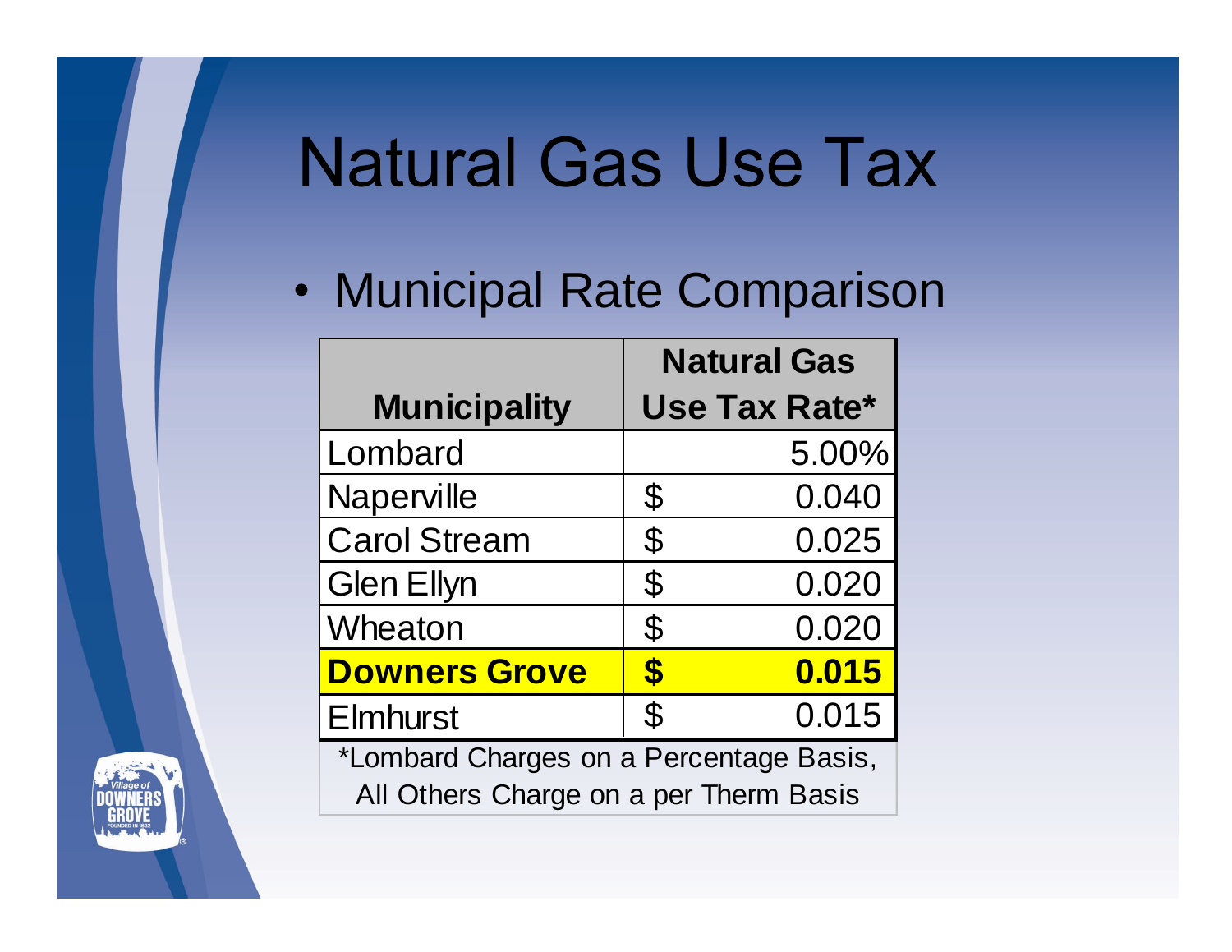# Natural Gas Use Tax

- Municipal Rate Comparison

| Municipality | Natural Gas Use Tax Rate* |
|---|---|
| Lombard | 5.00% |
| Naperville | $ 0.040 |
| Carol Stream | $ 0.025 |
| Glen Ellyn | $ 0.020 |
| Wheaton | $ 0.020 |
| **Downers Grove** | **$ 0.015** |
| Elmhurst | $ 0.015 |

*Lombard Charges on a Percentage Basis, All Others Charge on a per Therm Basis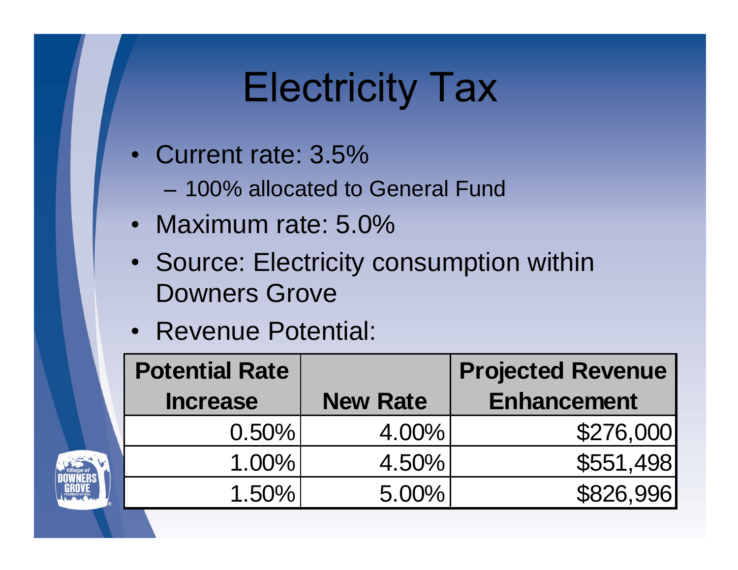# Electricity Tax

- Current rate: 3.5%
  - 100% allocated to General Fund
- Maximum rate: 5.0%
- Source: Electricity consumption within Downers Grove
- Revenue Potential:

| Potential Rate Increase | New Rate | Projected Revenue Enhancement |
|---|---|---|
| 0.50% | 4.00% | $276,000 |
| 1.00% | 4.50% | $551,498 |
| 1.50% | 5.00% | $826,996 |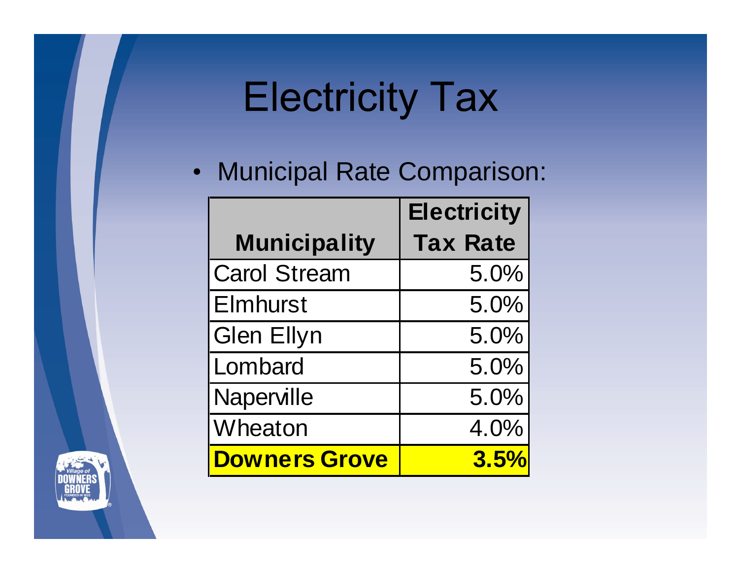# Electricity Tax

- Municipal Rate Comparison:

| Municipality | Electricity Tax Rate |
|---|---|
| Carol Stream | 5.0% |
| Elmhurst | 5.0% |
| Glen Ellyn | 5.0% |
| Lombard | 5.0% |
| Naperville | 5.0% |
| Wheaton | 4.0% |
| **Downers Grove** | **3.5%** |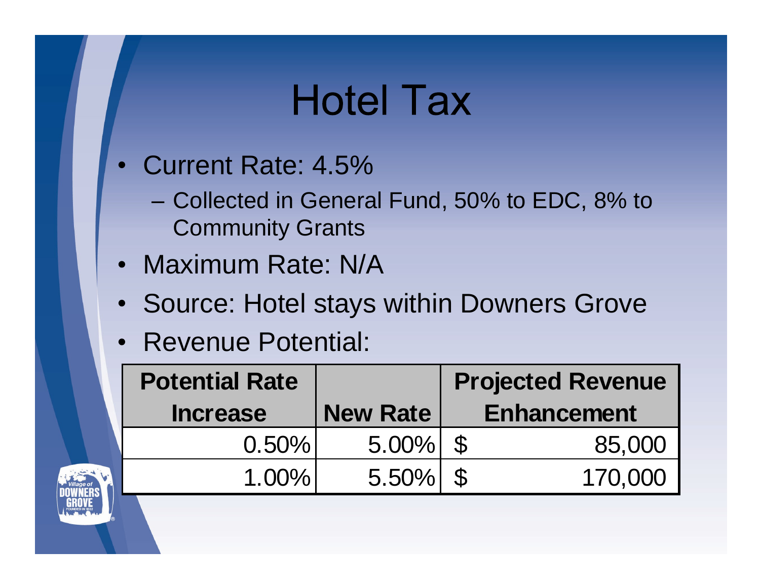# Hotel Tax

- Current Rate: 4.5%
  - Collected in General Fund, 50% to EDC, 8% to Community Grants
- Maximum Rate: N/A
- Source: Hotel stays within Downers Grove
- Revenue Potential:

| Potential Rate Increase | New Rate | Projected Revenue Enhancement |
|---|---|---|
| 0.50% | 5.00% | $ 85,000 |
| 1.00% | 5.50% | $ 170,000 |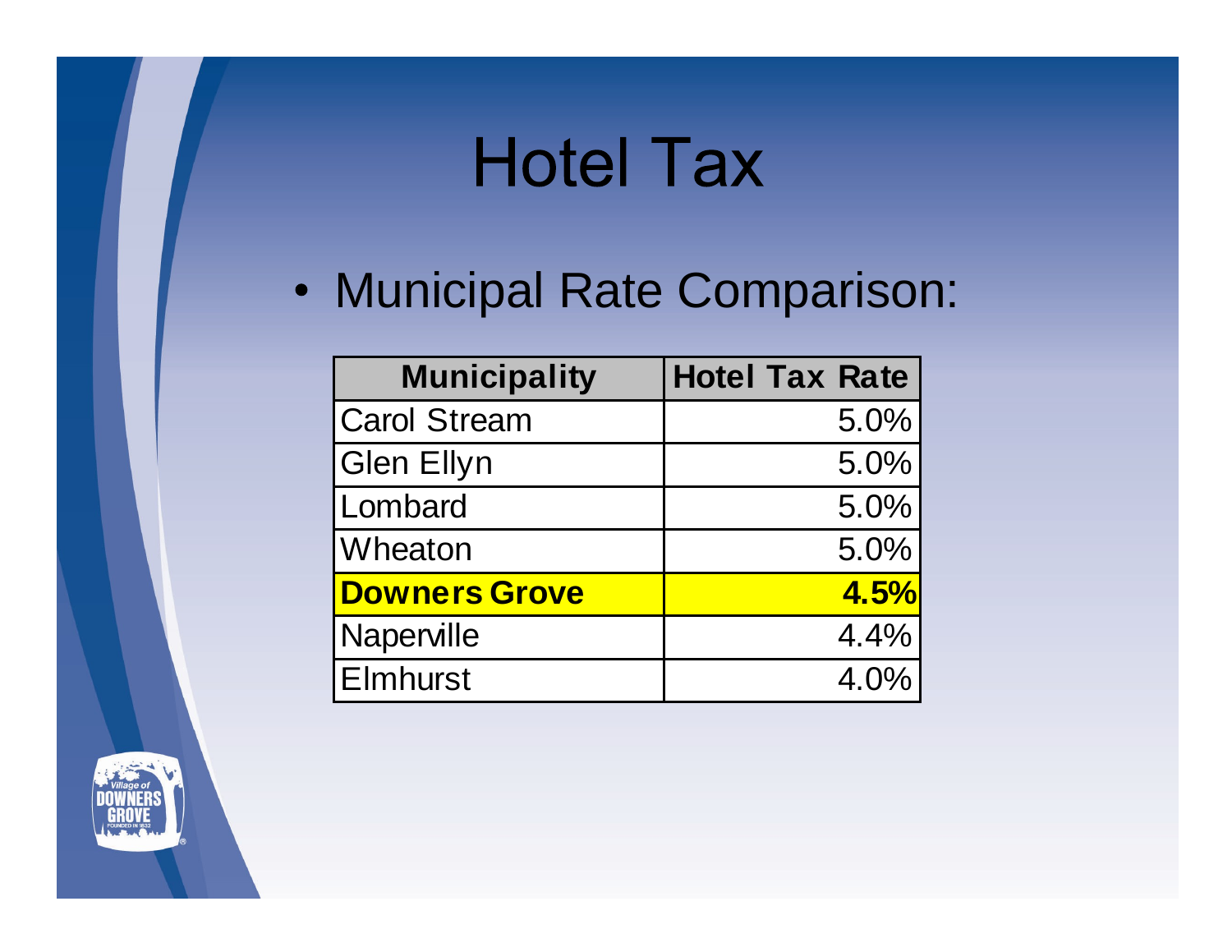# Hotel Tax

- Municipal Rate Comparison:

| Municipality | Hotel Tax Rate |
|---|---|
| Carol Stream | 5.0% |
| Glen Ellyn | 5.0% |
| Lombard | 5.0% |
| Wheaton | 5.0% |
| **Downers Grove** | **4.5%** |
| Naperville | 4.4% |
| Elmhurst | 4.0% |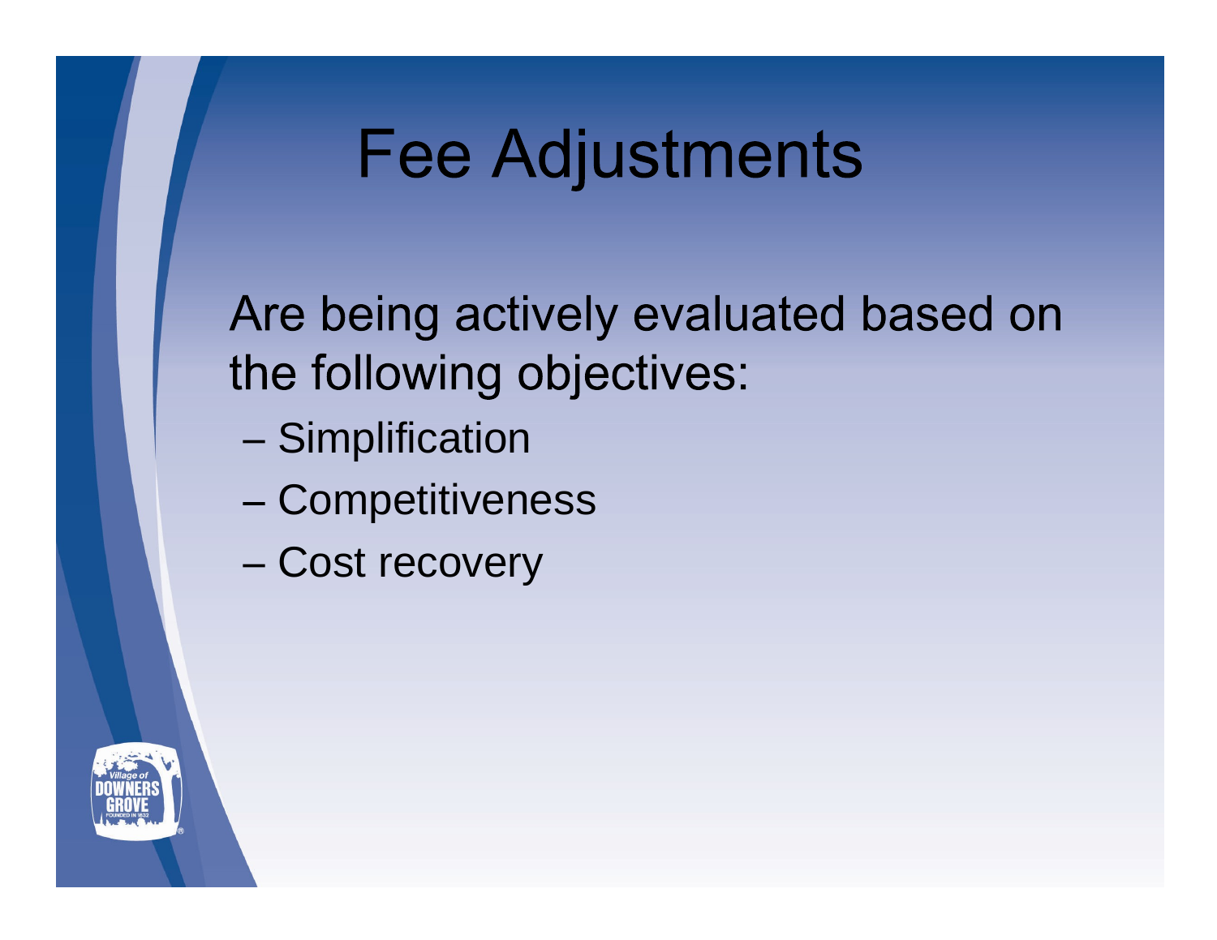# Fee Adjustments

Are being actively evaluated based on the following objectives:

- Simplification
- Competitiveness
- Cost recovery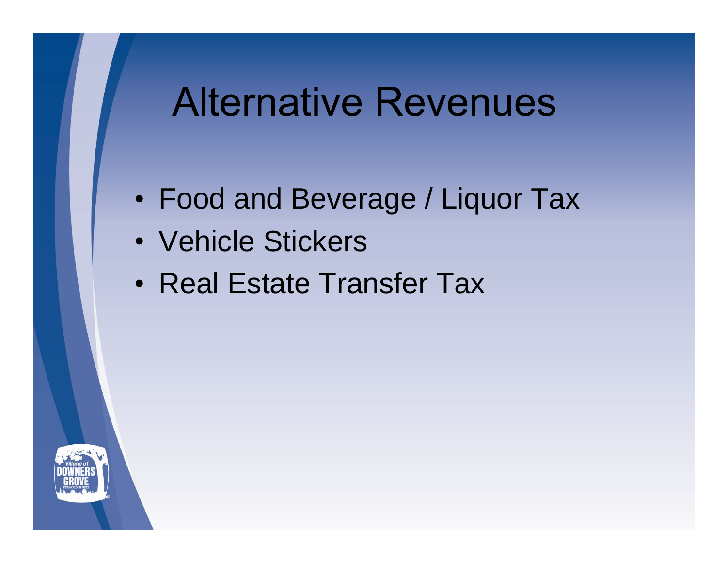# Alternative Revenues

- Food and Beverage / Liquor Tax
- Vehicle Stickers
- Real Estate Transfer Tax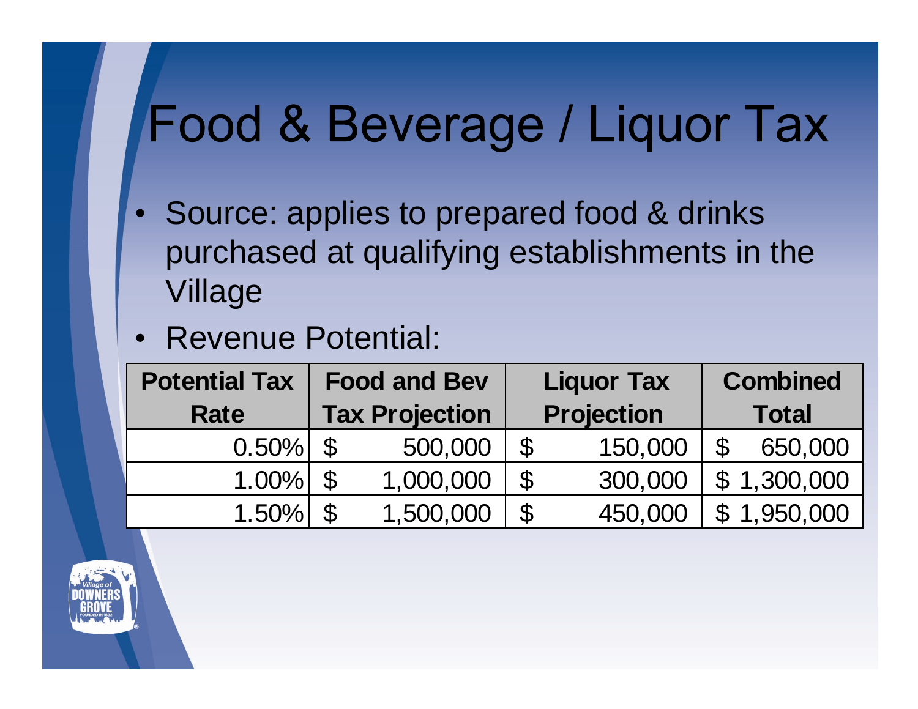# Food & Beverage / Liquor Tax

- Source: applies to prepared food & drinks purchased at qualifying establishments in the Village
- Revenue Potential:

| Potential Tax Rate | Food and Bev Tax Projection | Liquor Tax Projection | Combined Total |
|---|---|---|---|
| 0.50% | $ 500,000 | $ 150,000 | $ 650,000 |
| 1.00% | $ 1,000,000 | $ 300,000 | $ 1,300,000 |
| 1.50% | $ 1,500,000 | $ 450,000 | $ 1,950,000 |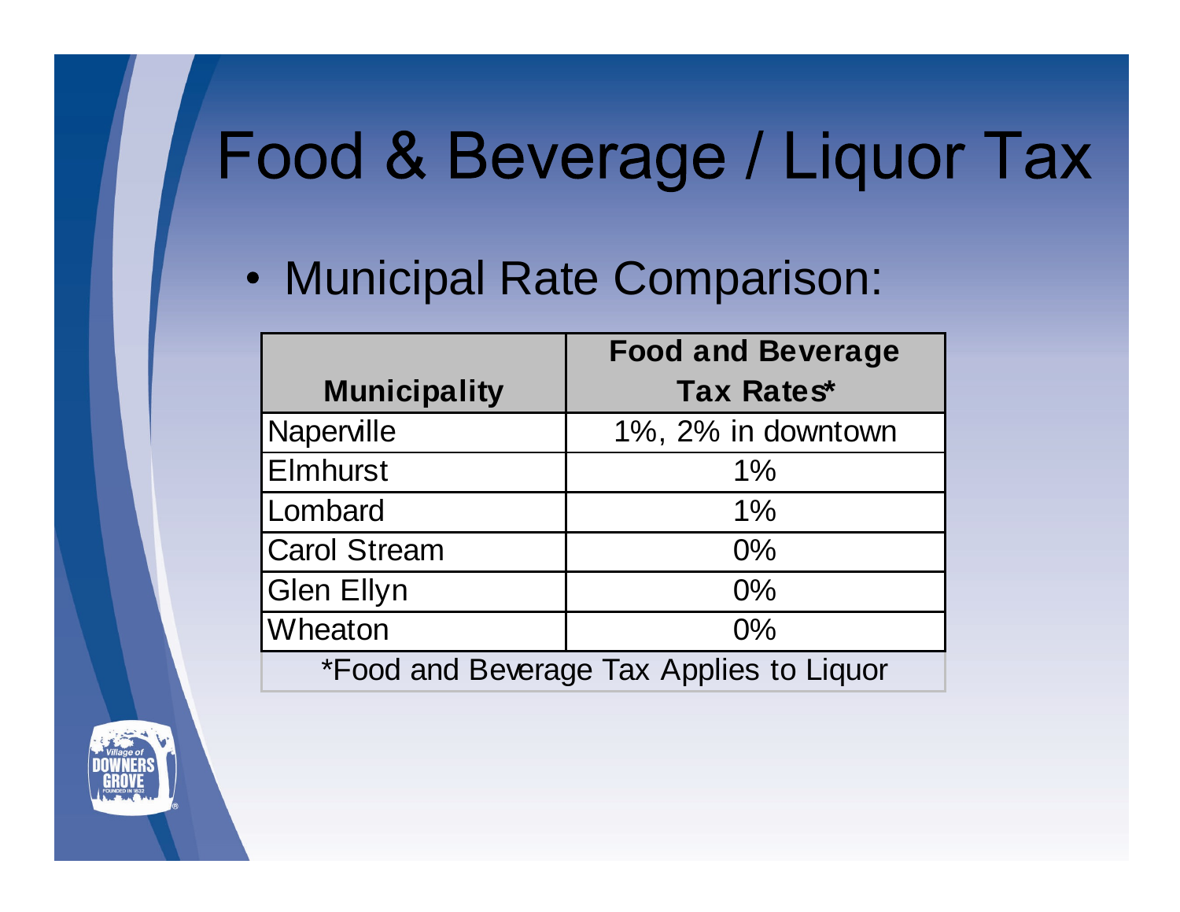# Food & Beverage / Liquor Tax

- Municipal Rate Comparison:

| Municipality | Food and Beverage Tax Rates* |
| --- | --- |
| Naperville | 1%, 2% in downtown |
| Elmhurst | 1% |
| Lombard | 1% |
| Carol Stream | 0% |
| Glen Ellyn | 0% |
| Wheaton | 0% |

*Food and Beverage Tax Applies to Liquor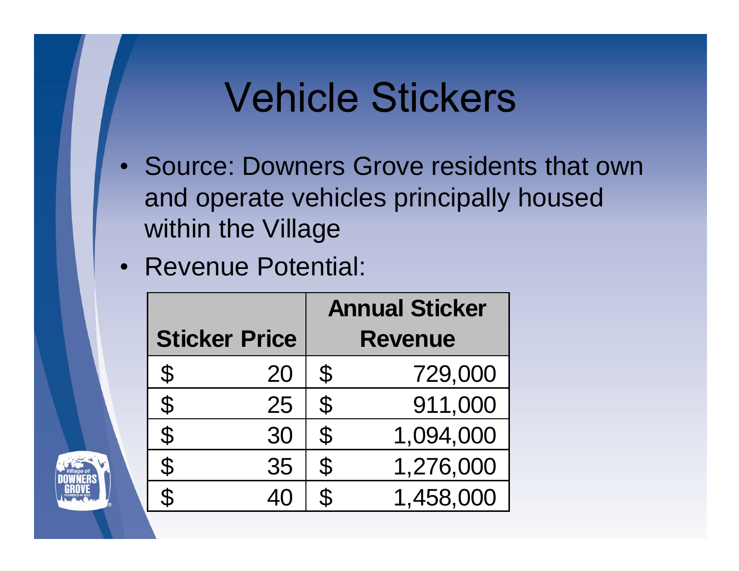# Vehicle Stickers

- Source: Downers Grove residents that own and operate vehicles principally housed within the Village
- Revenue Potential:

| Sticker Price | Annual Sticker Revenue |
|---|---|
| $ 20 | $ 729,000 |
| $ 25 | $ 911,000 |
| $ 30 | $ 1,094,000 |
| $ 35 | $ 1,276,000 |
| $ 40 | $ 1,458,000 |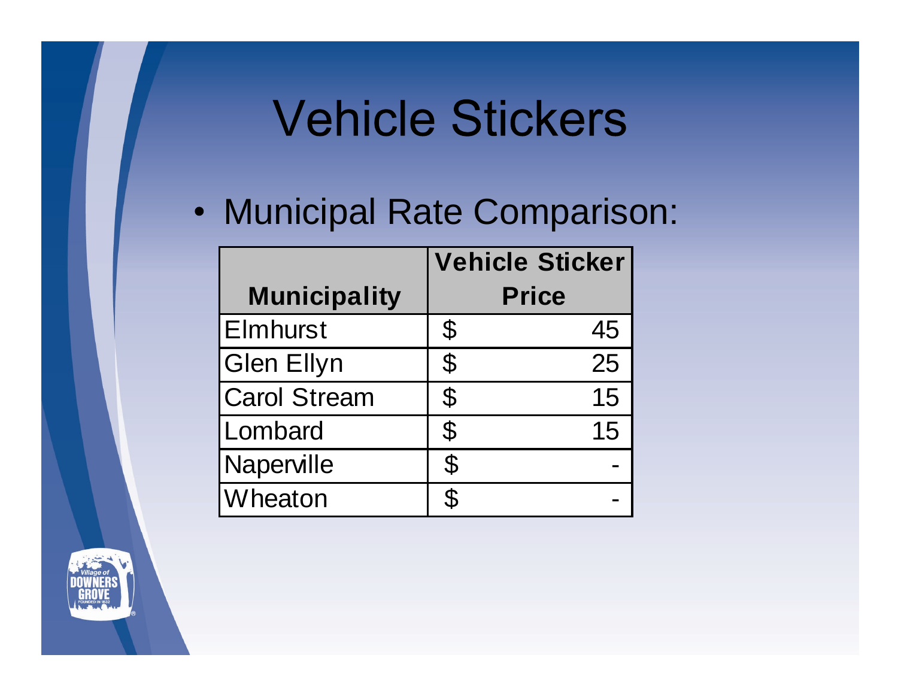# Vehicle Stickers

- Municipal Rate Comparison:

| Municipality | Vehicle Sticker Price |
|---|---|
| Elmhurst | $ 45 |
| Glen Ellyn | $ 25 |
| Carol Stream | $ 15 |
| Lombard | $ 15 |
| Naperville | $ - |
| Wheaton | $ - |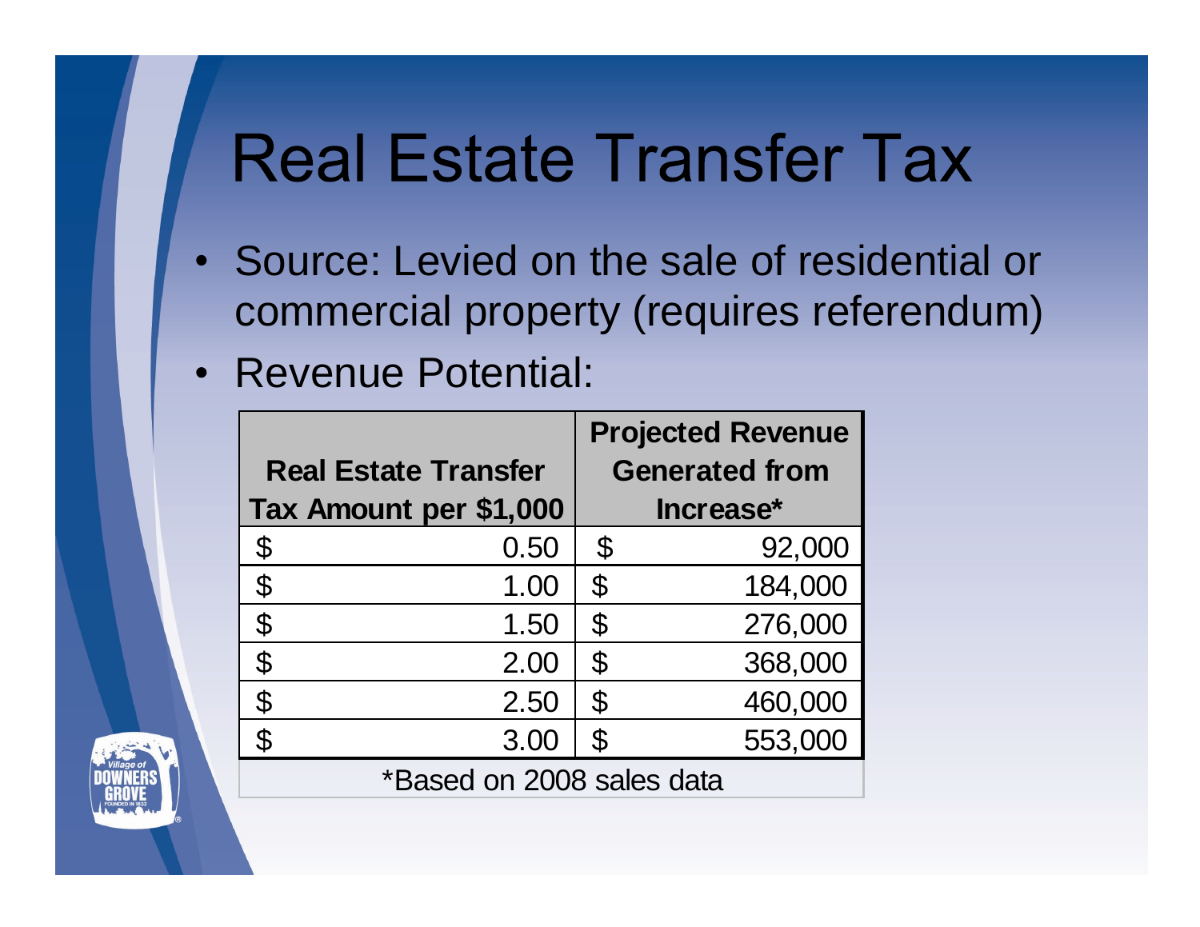# Real Estate Transfer Tax

- Source: Levied on the sale of residential or commercial property (requires referendum)
- Revenue Potential:

| Real Estate Transfer Tax Amount per $1,000 | Projected Revenue Generated from Increase* |
|---|---|
| $ 0.50 | $ 92,000 |
| $ 1.00 | $ 184,000 |
| $ 1.50 | $ 276,000 |
| $ 2.00 | $ 368,000 |
| $ 2.50 | $ 460,000 |
| $ 3.00 | $ 553,000 |

*Based on 2008 sales data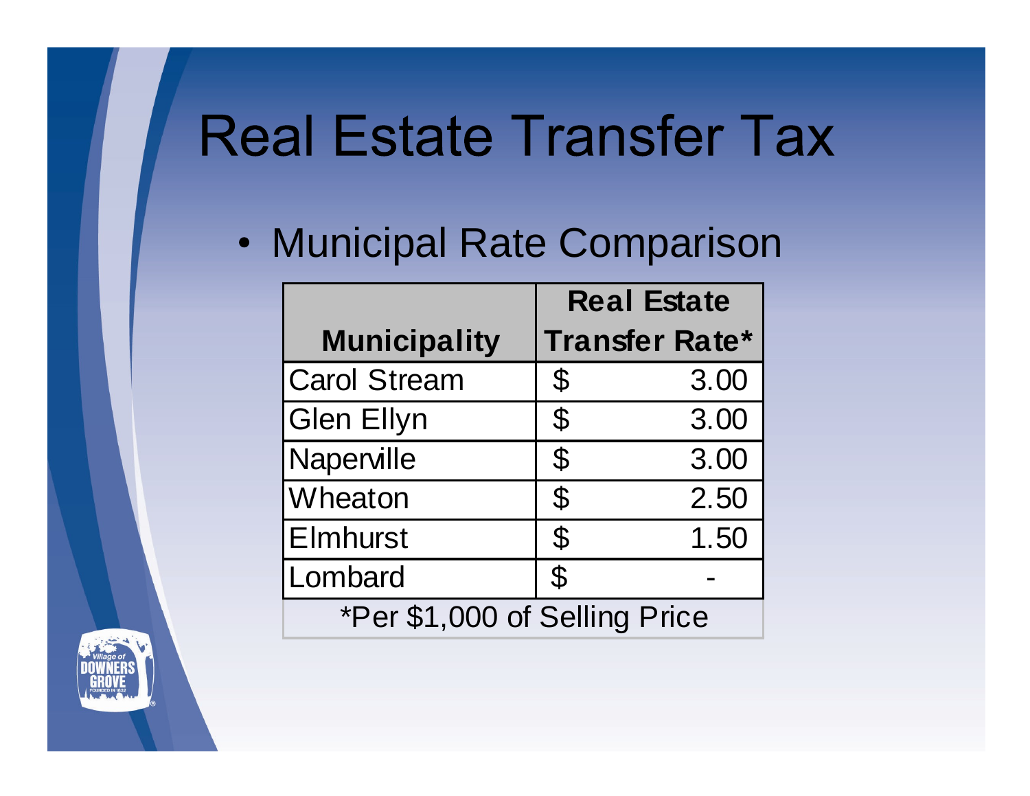# Real Estate Transfer Tax

- Municipal Rate Comparison

| Municipality | Real Estate Transfer Rate* |
|---|---|
| Carol Stream | $ 3.00 |
| Glen Ellyn | $ 3.00 |
| Naperville | $ 3.00 |
| Wheaton | $ 2.50 |
| Elmhurst | $ 1.50 |
| Lombard | $ - |

*Per $1,000 of Selling Price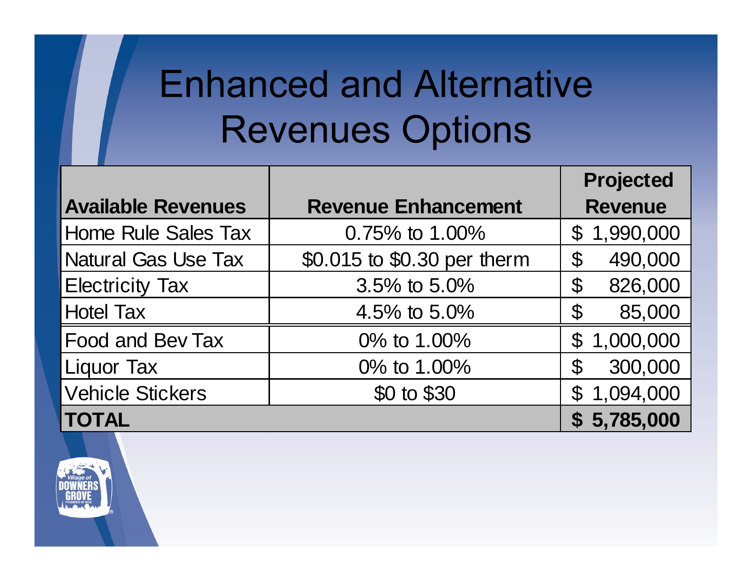# Enhanced and Alternative Revenues Options

| Available Revenues | Revenue Enhancement | Projected Revenue |
|---|---|---|
| Home Rule Sales Tax | 0.75% to 1.00% | $ 1,990,000 |
| Natural Gas Use Tax | $0.015 to $0.30 per therm | $ 490,000 |
| Electricity Tax | 3.5% to 5.0% | $ 826,000 |
| Hotel Tax | 4.5% to 5.0% | $ 85,000 |
| Food and Bev Tax | 0% to 1.00% | $ 1,000,000 |
| Liquor Tax | 0% to 1.00% | $ 300,000 |
| Vehicle Stickers | $0 to $30 | $ 1,094,000 |
| **TOTAL** | | **$ 5,785,000** |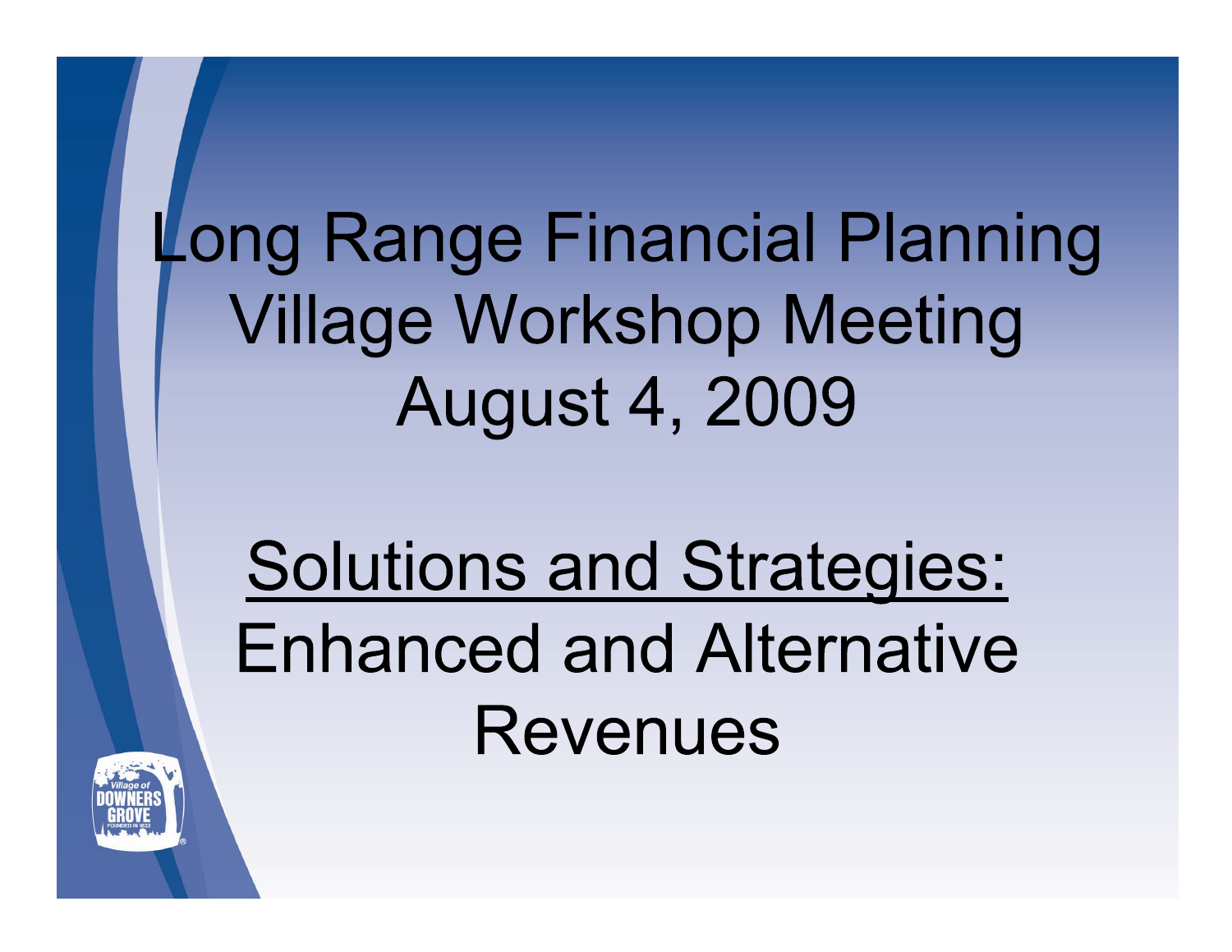# Long Range Financial Planning Village Workshop Meeting August 4, 2009

## Solutions and Strategies: Enhanced and Alternative Revenues